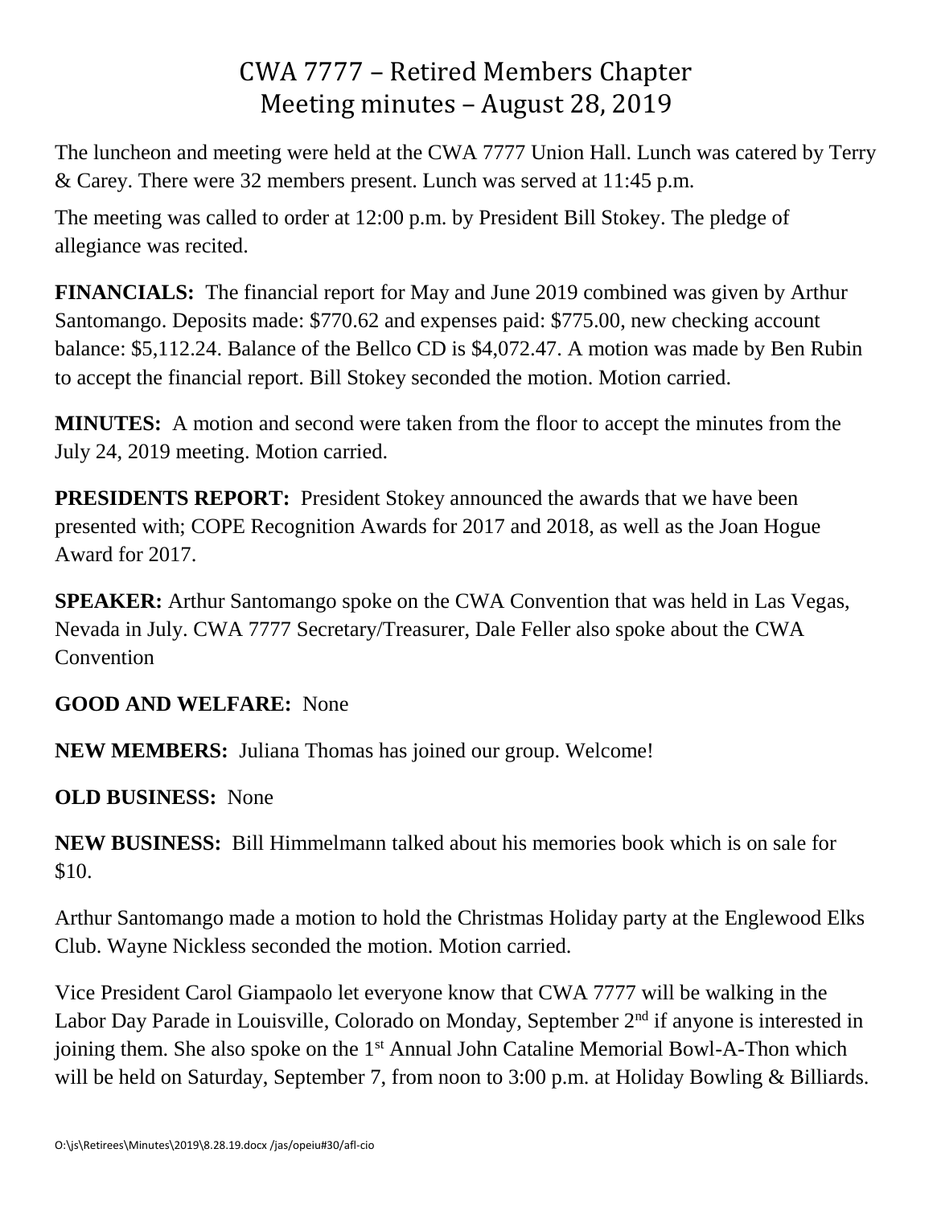# CWA 7777 – Retired Members Chapter
# Meeting minutes – August 28, 2019

The luncheon and meeting were held at the CWA 7777 Union Hall. Lunch was catered by Terry & Carey. There were 32 members present. Lunch was served at 11:45 p.m.

The meeting was called to order at 12:00 p.m. by President Bill Stokey. The pledge of allegiance was recited.

**FINANCIALS:** The financial report for May and June 2019 combined was given by Arthur Santomango. Deposits made: $770.62 and expenses paid: $775.00, new checking account balance: $5,112.24. Balance of the Bellco CD is $4,072.47. A motion was made by Ben Rubin to accept the financial report. Bill Stokey seconded the motion. Motion carried.

**MINUTES:** A motion and second were taken from the floor to accept the minutes from the July 24, 2019 meeting. Motion carried.

**PRESIDENTS REPORT:** President Stokey announced the awards that we have been presented with; COPE Recognition Awards for 2017 and 2018, as well as the Joan Hogue Award for 2017.

**SPEAKER:** Arthur Santomango spoke on the CWA Convention that was held in Las Vegas, Nevada in July. CWA 7777 Secretary/Treasurer, Dale Feller also spoke about the CWA Convention

**GOOD AND WELFARE:** None

**NEW MEMBERS:** Juliana Thomas has joined our group. Welcome!

**OLD BUSINESS:** None

**NEW BUSINESS:** Bill Himmelmann talked about his memories book which is on sale for $10.

Arthur Santomango made a motion to hold the Christmas Holiday party at the Englewood Elks Club. Wayne Nickless seconded the motion. Motion carried.

Vice President Carol Giampaolo let everyone know that CWA 7777 will be walking in the Labor Day Parade in Louisville, Colorado on Monday, September 2nd if anyone is interested in joining them. She also spoke on the 1st Annual John Cataline Memorial Bowl-A-Thon which will be held on Saturday, September 7, from noon to 3:00 p.m. at Holiday Bowling & Billiards.

O:\js\Retirees\Minutes\2019\8.28.19.docx /jas/opeiu#30/afl-cio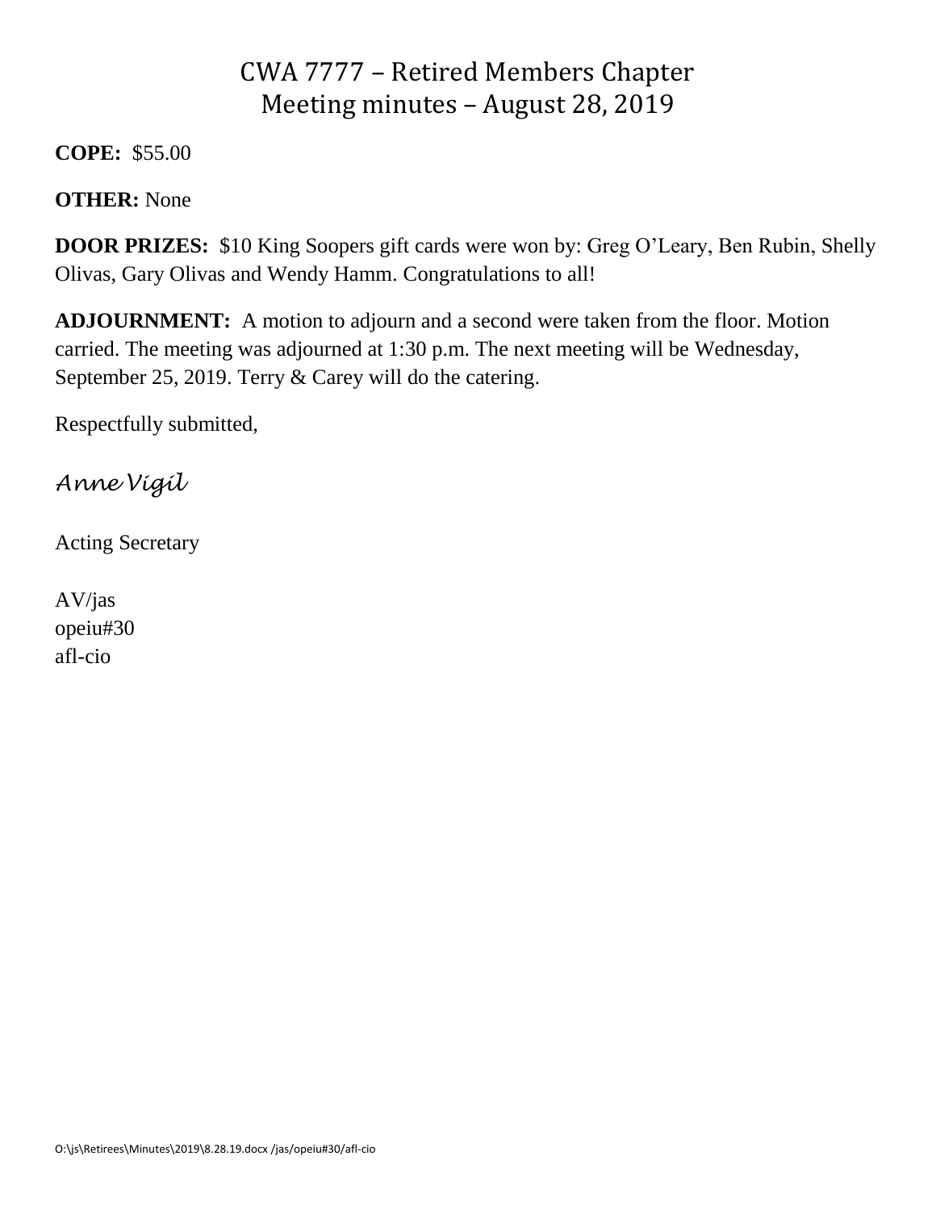# CWA 7777 – Retired Members Chapter
# Meeting minutes – August 28, 2019

**COPE:** $55.00

**OTHER:** None

**DOOR PRIZES:** $10 King Soopers gift cards were won by: Greg O'Leary, Ben Rubin, Shelly Olivas, Gary Olivas and Wendy Hamm. Congratulations to all!

**ADJOURNMENT:** A motion to adjourn and a second were taken from the floor. Motion carried. The meeting was adjourned at 1:30 p.m. The next meeting will be Wednesday, September 25, 2019. Terry & Carey will do the catering.

Respectfully submitted,

*Anne Vigil*

Acting Secretary

AV/jas
opeiu#30
afl-cio

O:\js\Retirees\Minutes\2019\8.28.19.docx /jas/opeiu#30/afl-cio